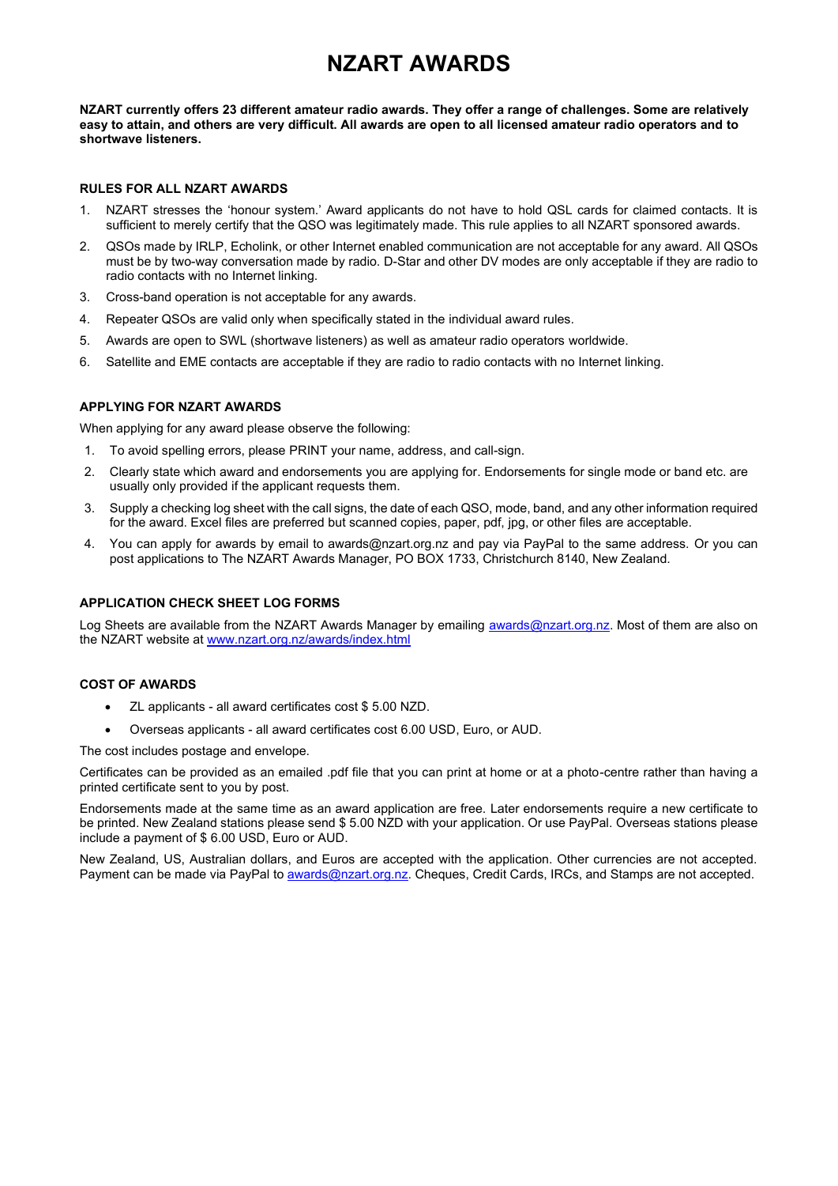# NZART AWARDS

**NZART currently offers 23 different amateur radio awards. They offer a range of challenges. Some are relatively easy to attain, and others are very difficult. All awards are open to all licensed amateur radio operators and to shortwave listeners.**

### RULES FOR ALL NZART AWARDS

1. NZART stresses the 'honour system.' Award applicants do not have to hold QSL cards for claimed contacts. It is sufficient to merely certify that the QSO was legitimately made. This rule applies to all NZART sponsored awards.
2. QSOs made by IRLP, Echolink, or other Internet enabled communication are not acceptable for any award. All QSOs must be by two-way conversation made by radio. D-Star and other DV modes are only acceptable if they are radio to radio contacts with no Internet linking.
3. Cross-band operation is not acceptable for any awards.
4. Repeater QSOs are valid only when specifically stated in the individual award rules.
5. Awards are open to SWL (shortwave listeners) as well as amateur radio operators worldwide.
6. Satellite and EME contacts are acceptable if they are radio to radio contacts with no Internet linking.

### APPLYING FOR NZART AWARDS

When applying for any award please observe the following:

1. To avoid spelling errors, please PRINT your name, address, and call-sign.
2. Clearly state which award and endorsements you are applying for. Endorsements for single mode or band etc. are usually only provided if the applicant requests them.
3. Supply a checking log sheet with the call signs, the date of each QSO, mode, band, and any other information required for the award. Excel files are preferred but scanned copies, paper, pdf, jpg, or other files are acceptable.
4. You can apply for awards by email to awards@nzart.org.nz and pay via PayPal to the same address. Or you can post applications to The NZART Awards Manager, PO BOX 1733, Christchurch 8140, New Zealand.

### APPLICATION CHECK SHEET LOG FORMS

Log Sheets are available from the NZART Awards Manager by emailing [awards@nzart.org.nz](mailto:awards@nzart.org.nz). Most of them are also on the NZART website at [www.nzart.org.nz/awards/index.html](http://www.nzart.org.nz/awards/index.html)

### COST OF AWARDS

- ZL applicants - all award certificates cost $ 5.00 NZD.
- Overseas applicants - all award certificates cost 6.00 USD, Euro, or AUD.

The cost includes postage and envelope.

Certificates can be provided as an emailed .pdf file that you can print at home or at a photo-centre rather than having a printed certificate sent to you by post.

Endorsements made at the same time as an award application are free. Later endorsements require a new certificate to be printed. New Zealand stations please send $ 5.00 NZD with your application. Or use PayPal. Overseas stations please include a payment of $ 6.00 USD, Euro or AUD.

New Zealand, US, Australian dollars, and Euros are accepted with the application. Other currencies are not accepted. Payment can be made via PayPal to [awards@nzart.org.nz](mailto:awards@nzart.org.nz). Cheques, Credit Cards, IRCs, and Stamps are not accepted.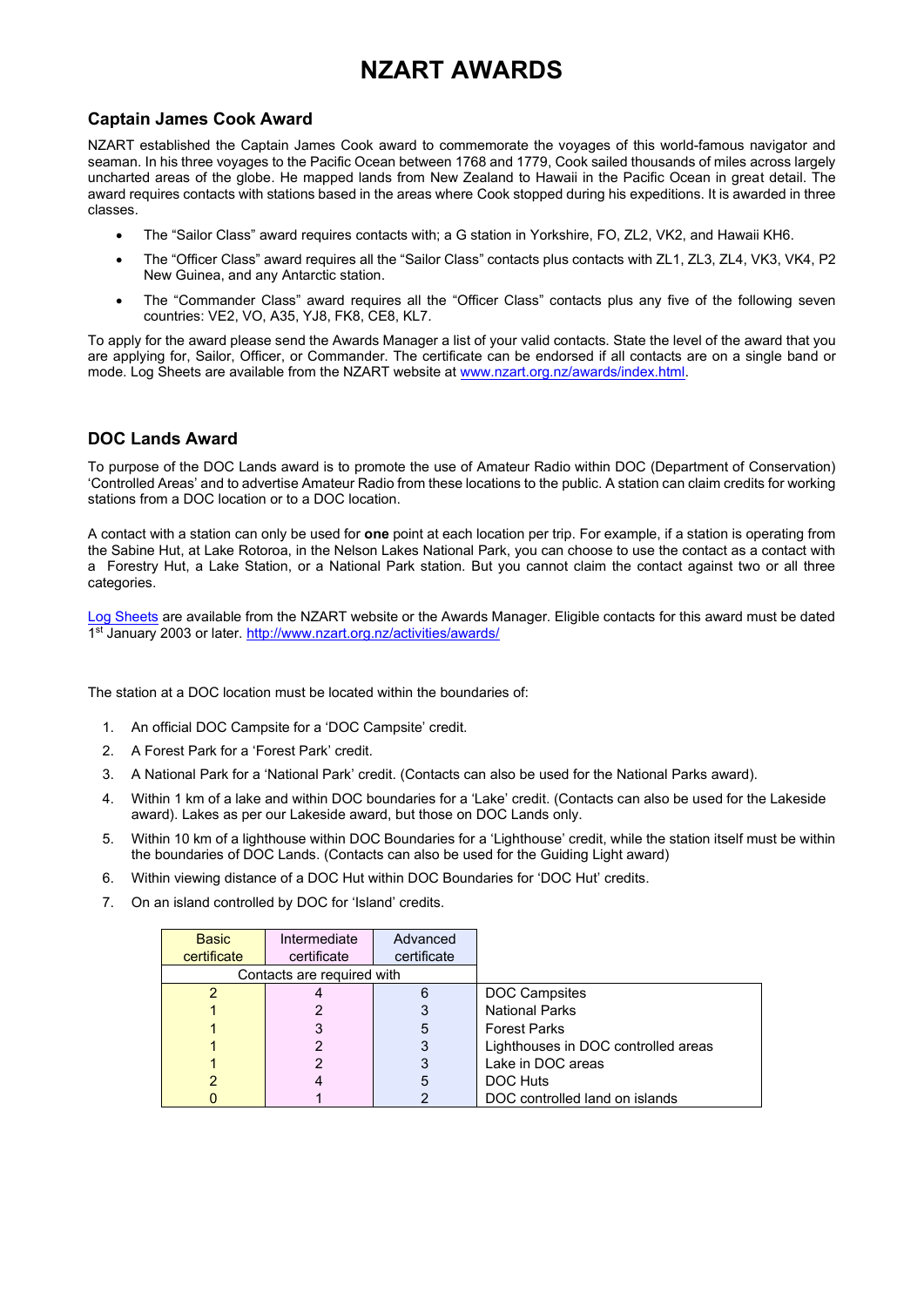# NZART AWARDS

## Captain James Cook Award

NZART established the Captain James Cook award to commemorate the voyages of this world-famous navigator and seaman. In his three voyages to the Pacific Ocean between 1768 and 1779, Cook sailed thousands of miles across largely uncharted areas of the globe. He mapped lands from New Zealand to Hawaii in the Pacific Ocean in great detail. The award requires contacts with stations based in the areas where Cook stopped during his expeditions. It is awarded in three classes.

- The “Sailor Class” award requires contacts with; a G station in Yorkshire, FO, ZL2, VK2, and Hawaii KH6.
- The “Officer Class” award requires all the “Sailor Class” contacts plus contacts with ZL1, ZL3, ZL4, VK3, VK4, P2 New Guinea, and any Antarctic station.
- The “Commander Class” award requires all the “Officer Class” contacts plus any five of the following seven countries: VE2, VO, A35, YJ8, FK8, CE8, KL7.

To apply for the award please send the Awards Manager a list of your valid contacts. State the level of the award that you are applying for, Sailor, Officer, or Commander. The certificate can be endorsed if all contacts are on a single band or mode. Log Sheets are available from the NZART website at www.nzart.org.nz/awards/index.html.

## DOC Lands Award

To purpose of the DOC Lands award is to promote the use of Amateur Radio within DOC (Department of Conservation) ‘Controlled Areas’ and to advertise Amateur Radio from these locations to the public. A station can claim credits for working stations from a DOC location or to a DOC location.

A contact with a station can only be used for **one** point at each location per trip. For example, if a station is operating from the Sabine Hut, at Lake Rotoroa, in the Nelson Lakes National Park, you can choose to use the contact as a contact with a Forestry Hut, a Lake Station, or a National Park station. But you cannot claim the contact against two or all three categories.

Log Sheets are available from the NZART website or the Awards Manager. Eligible contacts for this award must be dated 1st January 2003 or later. http://www.nzart.org.nz/activities/awards/

The station at a DOC location must be located within the boundaries of:

1. An official DOC Campsite for a ‘DOC Campsite’ credit.
2. A Forest Park for a ‘Forest Park’ credit.
3. A National Park for a ‘National Park’ credit. (Contacts can also be used for the National Parks award).
4. Within 1 km of a lake and within DOC boundaries for a ‘Lake’ credit. (Contacts can also be used for the Lakeside award). Lakes as per our Lakeside award, but those on DOC Lands only.
5. Within 10 km of a lighthouse within DOC Boundaries for a ‘Lighthouse’ credit, while the station itself must be within the boundaries of DOC Lands. (Contacts can also be used for the Guiding Light award)
6. Within viewing distance of a DOC Hut within DOC Boundaries for ‘DOC Hut’ credits.
7. On an island controlled by DOC for ‘Island’ credits.

| Basic certificate | Intermediate certificate | Advanced certificate | |
|---|---|---|---|
| Contacts are required with | | | |
| 2 | 4 | 6 | DOC Campsites |
| 1 | 2 | 3 | National Parks |
| 1 | 3 | 5 | Forest Parks |
| 1 | 2 | 3 | Lighthouses in DOC controlled areas |
| 1 | 2 | 3 | Lake in DOC areas |
| 2 | 4 | 5 | DOC Huts |
| 0 | 1 | 2 | DOC controlled land on islands |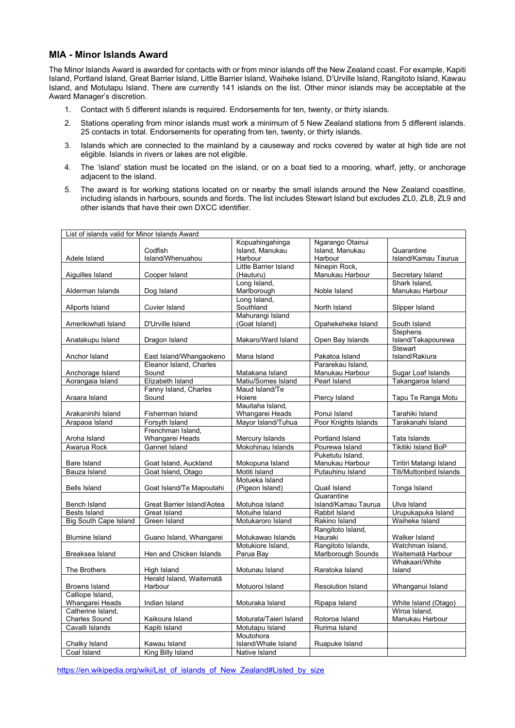### MIA - Minor Islands Award

The Minor Islands Award is awarded for contacts with or from minor islands off the New Zealand coast. For example, Kapiti Island, Portland Island, Great Barrier Island, Little Barrier Island, Waiheke Island, D'Urville Island, Rangitoto Island, Kawau Island, and Motutapu Island. There are currently 141 islands on the list. Other minor islands may be acceptable at the Award Manager's discretion.

1. Contact with 5 different islands is required. Endorsements for ten, twenty, or thirty islands.
2. Stations operating from minor islands must work a minimum of 5 New Zealand stations from 5 different islands. 25 contacts in total. Endorsements for operating from ten, twenty, or thirty islands.
3. Islands which are connected to the mainland by a causeway and rocks covered by water at high tide are not eligible. Islands in rivers or lakes are not eligible.
4. The 'island' station must be located on the island, or on a boat tied to a mooring, wharf, jetty, or anchorage adjacent to the island.
5. The award is for working stations located on or nearby the small islands around the New Zealand coastline, including islands in harbours, sounds and fiords. The list includes Stewart Island but excludes ZL0, ZL8, ZL9 and other islands that have their own DXCC identifier.

| List of islands valid for Minor Islands Award | | | | |
|---|---|---|---|---|
| Adele Island | Codfish Island/Whenuahou | Kopuahingahinga Island, Manukau Harbour | Ngarango Otainui Island, Manukau Harbour | Quarantine Island/Kamau Taurua |
| Aiguilles Island | Cooper Island | Little Barrier Island (Hauturu) | Ninepin Rock, Manukau Harbour | Secretary Island |
| Alderman Islands | Dog Island | Long Island, Marlborough | Noble Island | Shark Island, Manukau Harbour |
| Allports Island | Cuvier Island | Long Island, Southland | North Island | Slipper Island |
| Amerikiwhati Island | D'Urville Island | Mahurangi Island (Goat Island) | Opahekeheke Island | South Island |
| Anatakupu Island | Dragon Island | Makaro/Ward Island | Open Bay Islands | Stephens Island/Takapourewa |
| Anchor Island | East Island/Whangaokeno | Mana Island | Pakatoa Island | Stewart Island/Rakiura |
| Anchorage Island | Eleanor Island, Charles Sound | Matakana Island | Pararekau Island, Manukau Harbour | Sugar Loaf Islands |
| Aorangaia Island | Elizabeth Island | Matiu/Somes Island | Pearl Island | Takangaroa Island |
| Araara Island | Fanny Island, Charles Sound | Maud Island/Te Hoiere | Piercy Island | Tapu Te Ranga Motu |
| Arakaninihi Island | Fisherman Island | Mauitaha Island, Whangarei Heads | Ponui Island | Tarahiki Island |
| Arapaoa Island | Forsyth Island | Mayor Island/Tuhua | Poor Knights Islands | Tarakanahi Island |
| Aroha Island | Frenchman Island, Whangarei Heads | Mercury Islands | Portland Island | Tata Islands |
| Awarua Rock | Gannet Island | Mokohinau Islands | Pourewa Island | Tikitiki Island BoP |
| Bare Island | Goat Island, Auckland | Mokopuna Island | Puketutu Island, Manukau Harbour | Tiritiri Matangi Island |
| Bauza Island | Goat Island, Otago | Motiti Island | Putauhinu Island | Titi/Muttonbird Islands |
| Bells Island | Goat Island/Te Mapoutahi | Motueka Island (Pigeon Island) | Quail Island | Tonga Island |
| Bench Island | Great Barrier Island/Aotea | Motuhoa Island | Quarantine Island/Kamau Taurua | Ulva Island |
| Bests Island | Great Island | Motuihe Island | Rabbit Island | Urupukapuka Island |
| Big South Cape Island | Green Island | Motukaroro Island | Rakino Island | Waiheke Island |
| Blumine Island | Guano Island, Whangarei | Motukawao Islands | Rangitoto Island, Hauraki | Walker Island |
| Breaksea Island | Hen and Chicken Islands | Motukiore Island, Parua Bay | Rangitoto Islands, Marlborough Sounds | Watchman Island, Waitematā Harbour |
| The Brothers | High Island | Motunau Island | Raratoka Island | Whakaari/White Island |
| Browns Island | Herald Island, Waitematā Harbour | Motuoroi Island | Resolution Island | Whanganui Island |
| Calliope Island, Whangarei Heads | Indian Island | Moturaka Island | Ripapa Island | White Island (Otago) |
| Catherine Island, Charles Sound | Kaikoura Island | Moturata/Taieri Island | Rotoroa Island | Wiroa Island, Manukau Harbour |
| Cavalli Islands | Kapiti Island | Motutapu Island | Rurima Island | |
| Chalky Island | Kawau Island | Moutohora Island/Whale Island | Ruapuke Island | |
| Coal Island | King Billy Island | Native Island | | |

https://en.wikipedia.org/wiki/List_of_islands_of_New_Zealand#Listed_by_size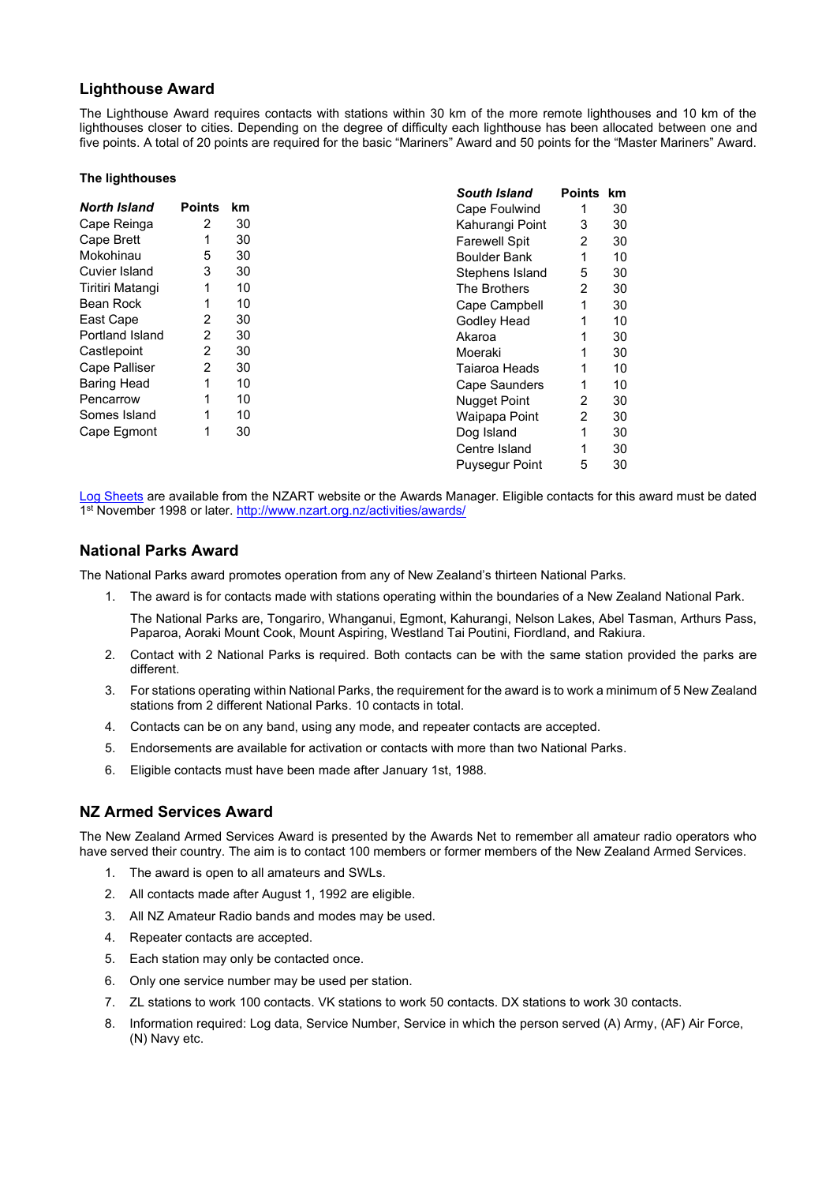## Lighthouse Award

The Lighthouse Award requires contacts with stations within 30 km of the more remote lighthouses and 10 km of the lighthouses closer to cities. Depending on the degree of difficulty each lighthouse has been allocated between one and five points. A total of 20 points are required for the basic "Mariners" Award and 50 points for the "Master Mariners" Award.

**The lighthouses**

| ***North Island*** | **Points** | **km** |
|---|---|---|
| Cape Reinga | 2 | 30 |
| Cape Brett | 1 | 30 |
| Mokohinau | 5 | 30 |
| Cuvier Island | 3 | 30 |
| Tiritiri Matangi | 1 | 10 |
| Bean Rock | 1 | 10 |
| East Cape | 2 | 30 |
| Portland Island | 2 | 30 |
| Castlepoint | 2 | 30 |
| Cape Palliser | 2 | 30 |
| Baring Head | 1 | 10 |
| Pencarrow | 1 | 10 |
| Somes Island | 1 | 10 |
| Cape Egmont | 1 | 30 |

| ***South Island*** | **Points** | **km** |
|---|---|---|
| Cape Foulwind | 1 | 30 |
| Kahurangi Point | 3 | 30 |
| Farewell Spit | 2 | 30 |
| Boulder Bank | 1 | 10 |
| Stephens Island | 5 | 30 |
| The Brothers | 2 | 30 |
| Cape Campbell | 1 | 30 |
| Godley Head | 1 | 10 |
| Akaroa | 1 | 30 |
| Moeraki | 1 | 30 |
| Taiaroa Heads | 1 | 10 |
| Cape Saunders | 1 | 10 |
| Nugget Point | 2 | 30 |
| Waipapa Point | 2 | 30 |
| Dog Island | 1 | 30 |
| Centre Island | 1 | 30 |
| Puysegur Point | 5 | 30 |

Log Sheets are available from the NZART website or the Awards Manager. Eligible contacts for this award must be dated 1st November 1998 or later. http://www.nzart.org.nz/activities/awards/

## National Parks Award

The National Parks award promotes operation from any of New Zealand's thirteen National Parks.

1. The award is for contacts made with stations operating within the boundaries of a New Zealand National Park.

   The National Parks are, Tongariro, Whanganui, Egmont, Kahurangi, Nelson Lakes, Abel Tasman, Arthurs Pass, Paparoa, Aoraki Mount Cook, Mount Aspiring, Westland Tai Poutini, Fiordland, and Rakiura.
2. Contact with 2 National Parks is required. Both contacts can be with the same station provided the parks are different.
3. For stations operating within National Parks, the requirement for the award is to work a minimum of 5 New Zealand stations from 2 different National Parks. 10 contacts in total.
4. Contacts can be on any band, using any mode, and repeater contacts are accepted.
5. Endorsements are available for activation or contacts with more than two National Parks.
6. Eligible contacts must have been made after January 1st, 1988.

## NZ Armed Services Award

The New Zealand Armed Services Award is presented by the Awards Net to remember all amateur radio operators who have served their country. The aim is to contact 100 members or former members of the New Zealand Armed Services.

1. The award is open to all amateurs and SWLs.
2. All contacts made after August 1, 1992 are eligible.
3. All NZ Amateur Radio bands and modes may be used.
4. Repeater contacts are accepted.
5. Each station may only be contacted once.
6. Only one service number may be used per station.
7. ZL stations to work 100 contacts. VK stations to work 50 contacts. DX stations to work 30 contacts.
8. Information required: Log data, Service Number, Service in which the person served (A) Army, (AF) Air Force, (N) Navy etc.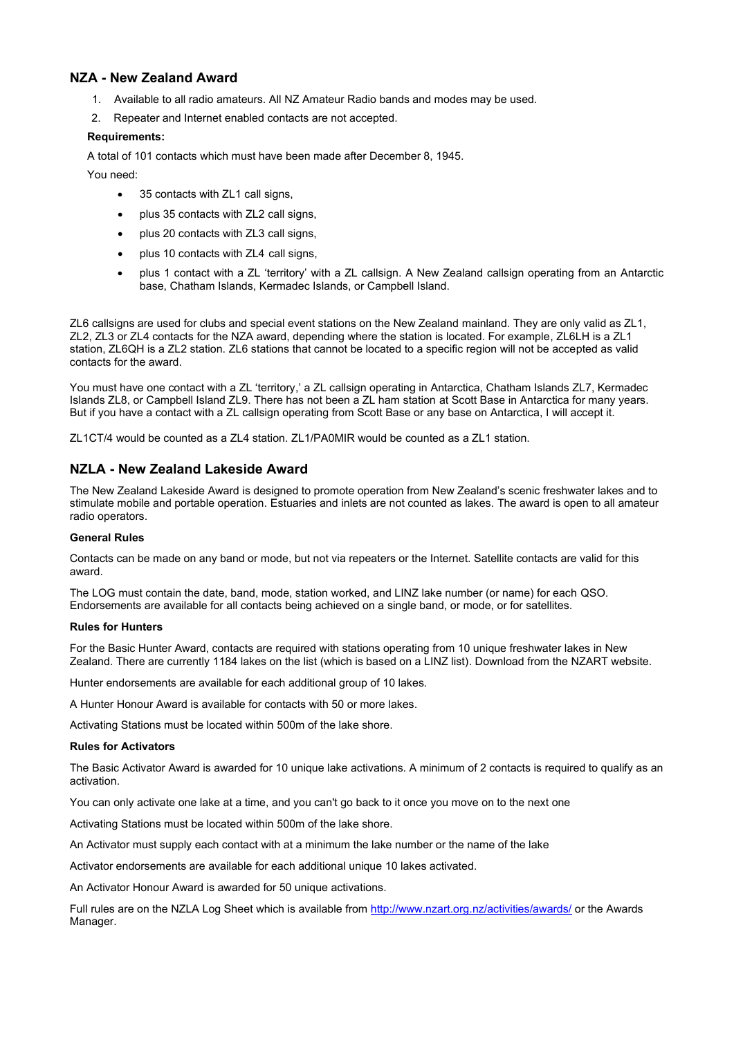## NZA - New Zealand Award

1. Available to all radio amateurs. All NZ Amateur Radio bands and modes may be used.
2. Repeater and Internet enabled contacts are not accepted.

**Requirements:**

A total of 101 contacts which must have been made after December 8, 1945.

You need:

- 35 contacts with ZL1 call signs,
- plus 35 contacts with ZL2 call signs,
- plus 20 contacts with ZL3 call signs,
- plus 10 contacts with ZL4 call signs,
- plus 1 contact with a ZL 'territory' with a ZL callsign. A New Zealand callsign operating from an Antarctic base, Chatham Islands, Kermadec Islands, or Campbell Island.

ZL6 callsigns are used for clubs and special event stations on the New Zealand mainland. They are only valid as ZL1, ZL2, ZL3 or ZL4 contacts for the NZA award, depending where the station is located. For example, ZL6LH is a ZL1 station, ZL6QH is a ZL2 station. ZL6 stations that cannot be located to a specific region will not be accepted as valid contacts for the award.

You must have one contact with a ZL 'territory,' a ZL callsign operating in Antarctica, Chatham Islands ZL7, Kermadec Islands ZL8, or Campbell Island ZL9. There has not been a ZL ham station at Scott Base in Antarctica for many years. But if you have a contact with a ZL callsign operating from Scott Base or any base on Antarctica, I will accept it.

ZL1CT/4 would be counted as a ZL4 station. ZL1/PA0MIR would be counted as a ZL1 station.

## NZLA - New Zealand Lakeside Award

The New Zealand Lakeside Award is designed to promote operation from New Zealand's scenic freshwater lakes and to stimulate mobile and portable operation. Estuaries and inlets are not counted as lakes. The award is open to all amateur radio operators.

### General Rules

Contacts can be made on any band or mode, but not via repeaters or the Internet. Satellite contacts are valid for this award.

The LOG must contain the date, band, mode, station worked, and LINZ lake number (or name) for each QSO. Endorsements are available for all contacts being achieved on a single band, or mode, or for satellites.

### Rules for Hunters

For the Basic Hunter Award, contacts are required with stations operating from 10 unique freshwater lakes in New Zealand. There are currently 1184 lakes on the list (which is based on a LINZ list). Download from the NZART website.

Hunter endorsements are available for each additional group of 10 lakes.

A Hunter Honour Award is available for contacts with 50 or more lakes.

Activating Stations must be located within 500m of the lake shore.

### Rules for Activators

The Basic Activator Award is awarded for 10 unique lake activations. A minimum of 2 contacts is required to qualify as an activation.

You can only activate one lake at a time, and you can't go back to it once you move on to the next one

Activating Stations must be located within 500m of the lake shore.

An Activator must supply each contact with at a minimum the lake number or the name of the lake

Activator endorsements are available for each additional unique 10 lakes activated.

An Activator Honour Award is awarded for 50 unique activations.

Full rules are on the NZLA Log Sheet which is available from [http://www.nzart.org.nz/activities/awards/](http://www.nzart.org.nz/activities/awards/) or the Awards Manager.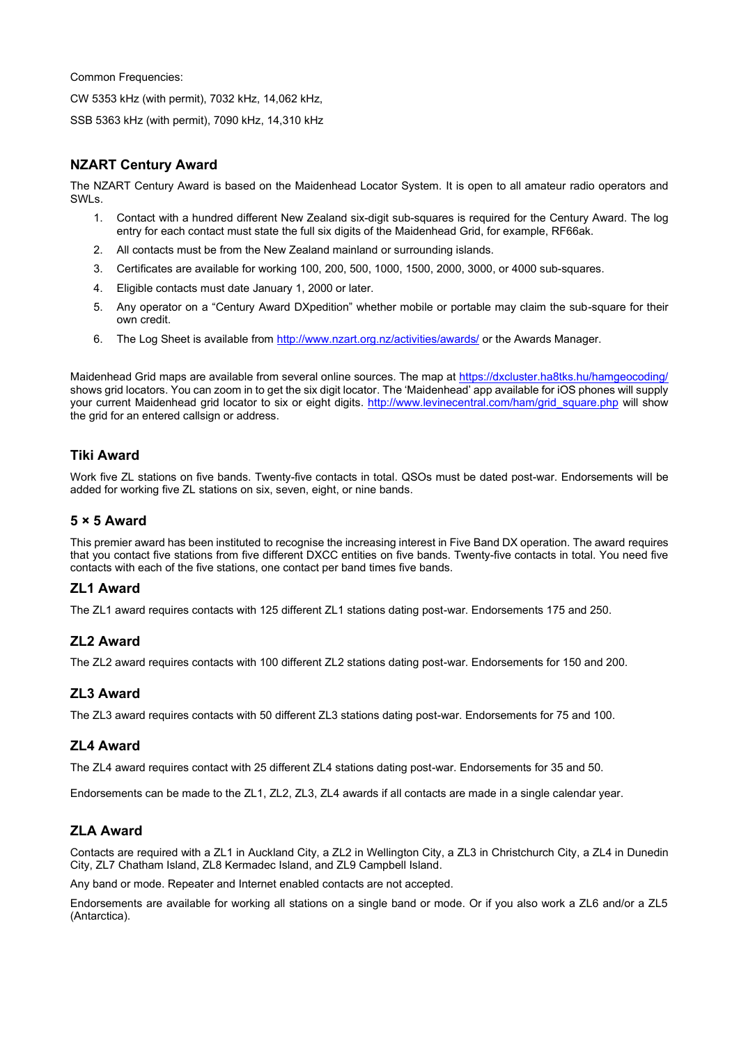Common Frequencies:

CW 5353 kHz (with permit), 7032 kHz, 14,062 kHz,

SSB 5363 kHz (with permit), 7090 kHz, 14,310 kHz

## NZART Century Award

The NZART Century Award is based on the Maidenhead Locator System. It is open to all amateur radio operators and SWLs.

1. Contact with a hundred different New Zealand six-digit sub-squares is required for the Century Award. The log entry for each contact must state the full six digits of the Maidenhead Grid, for example, RF66ak.
2. All contacts must be from the New Zealand mainland or surrounding islands.
3. Certificates are available for working 100, 200, 500, 1000, 1500, 2000, 3000, or 4000 sub-squares.
4. Eligible contacts must date January 1, 2000 or later.
5. Any operator on a "Century Award DXpedition" whether mobile or portable may claim the sub-square for their own credit.
6. The Log Sheet is available from [http://www.nzart.org.nz/activities/awards/](http://www.nzart.org.nz/activities/awards/) or the Awards Manager.

Maidenhead Grid maps are available from several online sources. The map at [https://dxcluster.ha8tks.hu/hamgeocoding/](https://dxcluster.ha8tks.hu/hamgeocoding/) shows grid locators. You can zoom in to get the six digit locator. The 'Maidenhead' app available for iOS phones will supply your current Maidenhead grid locator to six or eight digits. [http://www.levinecentral.com/ham/grid_square.php](http://www.levinecentral.com/ham/grid_square.php) will show the grid for an entered callsign or address.

## Tiki Award

Work five ZL stations on five bands. Twenty-five contacts in total. QSOs must be dated post-war. Endorsements will be added for working five ZL stations on six, seven, eight, or nine bands.

## 5 × 5 Award

This premier award has been instituted to recognise the increasing interest in Five Band DX operation. The award requires that you contact five stations from five different DXCC entities on five bands. Twenty-five contacts in total. You need five contacts with each of the five stations, one contact per band times five bands.

## ZL1 Award

The ZL1 award requires contacts with 125 different ZL1 stations dating post-war. Endorsements 175 and 250.

## ZL2 Award

The ZL2 award requires contacts with 100 different ZL2 stations dating post-war. Endorsements for 150 and 200.

## ZL3 Award

The ZL3 award requires contacts with 50 different ZL3 stations dating post-war. Endorsements for 75 and 100.

## ZL4 Award

The ZL4 award requires contact with 25 different ZL4 stations dating post-war. Endorsements for 35 and 50.

Endorsements can be made to the ZL1, ZL2, ZL3, ZL4 awards if all contacts are made in a single calendar year.

## ZLA Award

Contacts are required with a ZL1 in Auckland City, a ZL2 in Wellington City, a ZL3 in Christchurch City, a ZL4 in Dunedin City, ZL7 Chatham Island, ZL8 Kermadec Island, and ZL9 Campbell Island.

Any band or mode. Repeater and Internet enabled contacts are not accepted.

Endorsements are available for working all stations on a single band or mode. Or if you also work a ZL6 and/or a ZL5 (Antarctica).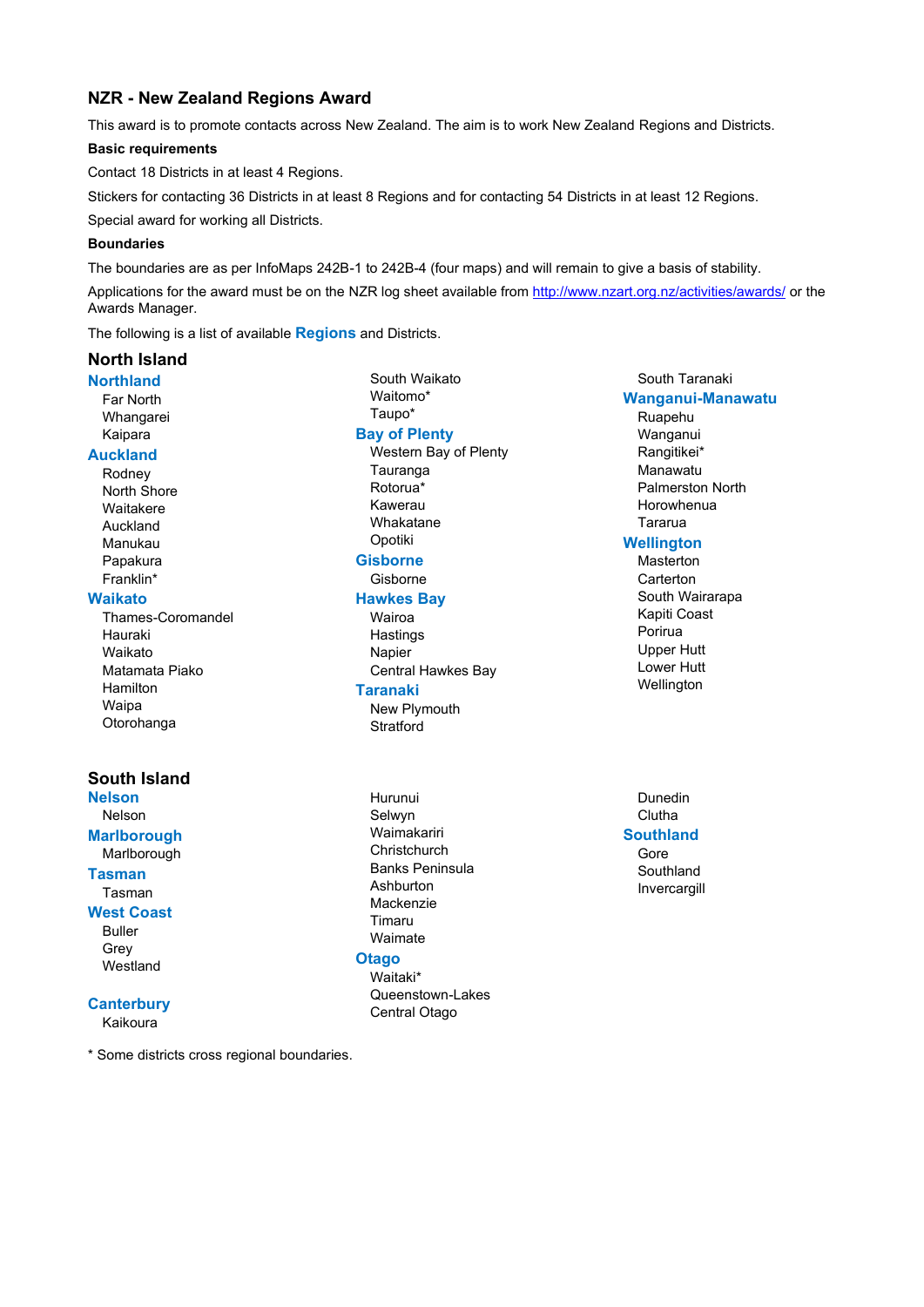## NZR - New Zealand Regions Award

This award is to promote contacts across New Zealand. The aim is to work New Zealand Regions and Districts.

**Basic requirements**

Contact 18 Districts in at least 4 Regions.

Stickers for contacting 36 Districts in at least 8 Regions and for contacting 54 Districts in at least 12 Regions.

Special award for working all Districts.

**Boundaries**

The boundaries are as per InfoMaps 242B-1 to 242B-4 (four maps) and will remain to give a basis of stability.

Applications for the award must be on the NZR log sheet available from http://www.nzart.org.nz/activities/awards/ or the Awards Manager.

The following is a list of available **Regions** and Districts.

### North Island

**Northland**
- Far North
- Whangarei
- Kaipara

**Auckland**
- Rodney
- North Shore
- Waitakere
- Auckland
- Manukau
- Papakura
- Franklin*

**Waikato**
- Thames-Coromandel
- Hauraki
- Waikato
- Matamata Piako
- Hamilton
- Waipa
- Otorohanga
- South Waikato
- Waitomo*
- Taupo*

**Bay of Plenty**
- Western Bay of Plenty
- Tauranga
- Rotorua*
- Kawerau
- Whakatane
- Opotiki

**Gisborne**
- Gisborne

**Hawkes Bay**
- Wairoa
- Hastings
- Napier
- Central Hawkes Bay

**Taranaki**
- New Plymouth
- Stratford
- South Taranaki

**Wanganui-Manawatu**
- Ruapehu
- Wanganui
- Rangitikei*
- Manawatu
- Palmerston North
- Horowhenua
- Tararua

**Wellington**
- Masterton
- Carterton
- South Wairarapa
- Kapiti Coast
- Porirua
- Upper Hutt
- Lower Hutt
- Wellington

### South Island

**Nelson**
- Nelson

**Marlborough**
- Marlborough

**Tasman**
- Tasman

**West Coast**
- Buller
- Grey
- Westland

**Canterbury**
- Kaikoura
- Hurunui
- Selwyn
- Waimakariri
- Christchurch
- Banks Peninsula
- Ashburton
- Mackenzie
- Timaru
- Waimate

**Otago**
- Waitaki*
- Queenstown-Lakes
- Central Otago
- Dunedin
- Clutha

**Southland**
- Gore
- Southland
- Invercargill

\* Some districts cross regional boundaries.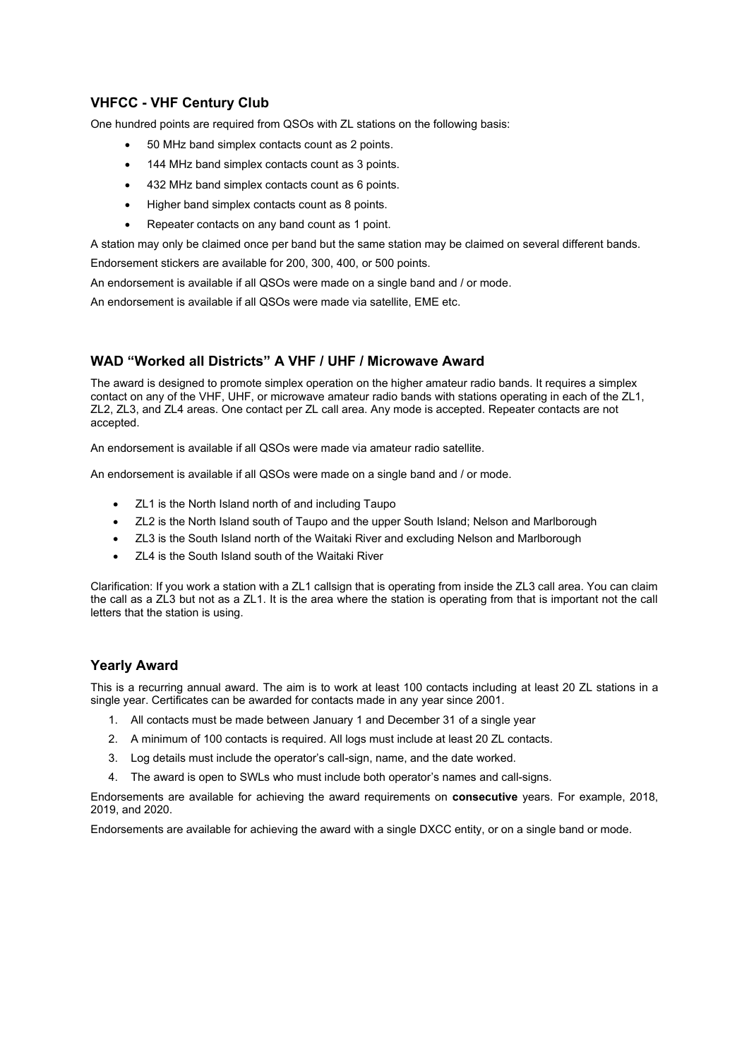## VHFCC - VHF Century Club

One hundred points are required from QSOs with ZL stations on the following basis:

- 50 MHz band simplex contacts count as 2 points.
- 144 MHz band simplex contacts count as 3 points.
- 432 MHz band simplex contacts count as 6 points.
- Higher band simplex contacts count as 8 points.
- Repeater contacts on any band count as 1 point.

A station may only be claimed once per band but the same station may be claimed on several different bands.

Endorsement stickers are available for 200, 300, 400, or 500 points.

An endorsement is available if all QSOs were made on a single band and / or mode.

An endorsement is available if all QSOs were made via satellite, EME etc.

## WAD "Worked all Districts" A VHF / UHF / Microwave Award

The award is designed to promote simplex operation on the higher amateur radio bands. It requires a simplex contact on any of the VHF, UHF, or microwave amateur radio bands with stations operating in each of the ZL1, ZL2, ZL3, and ZL4 areas. One contact per ZL call area. Any mode is accepted. Repeater contacts are not accepted.

An endorsement is available if all QSOs were made via amateur radio satellite.

An endorsement is available if all QSOs were made on a single band and / or mode.

- ZL1 is the North Island north of and including Taupo
- ZL2 is the North Island south of Taupo and the upper South Island; Nelson and Marlborough
- ZL3 is the South Island north of the Waitaki River and excluding Nelson and Marlborough
- ZL4 is the South Island south of the Waitaki River

Clarification: If you work a station with a ZL1 callsign that is operating from inside the ZL3 call area. You can claim the call as a ZL3 but not as a ZL1. It is the area where the station is operating from that is important not the call letters that the station is using.

## Yearly Award

This is a recurring annual award. The aim is to work at least 100 contacts including at least 20 ZL stations in a single year. Certificates can be awarded for contacts made in any year since 2001.

1. All contacts must be made between January 1 and December 31 of a single year
2. A minimum of 100 contacts is required. All logs must include at least 20 ZL contacts.
3. Log details must include the operator's call-sign, name, and the date worked.
4. The award is open to SWLs who must include both operator's names and call-signs.

Endorsements are available for achieving the award requirements on **consecutive** years. For example, 2018, 2019, and 2020.

Endorsements are available for achieving the award with a single DXCC entity, or on a single band or mode.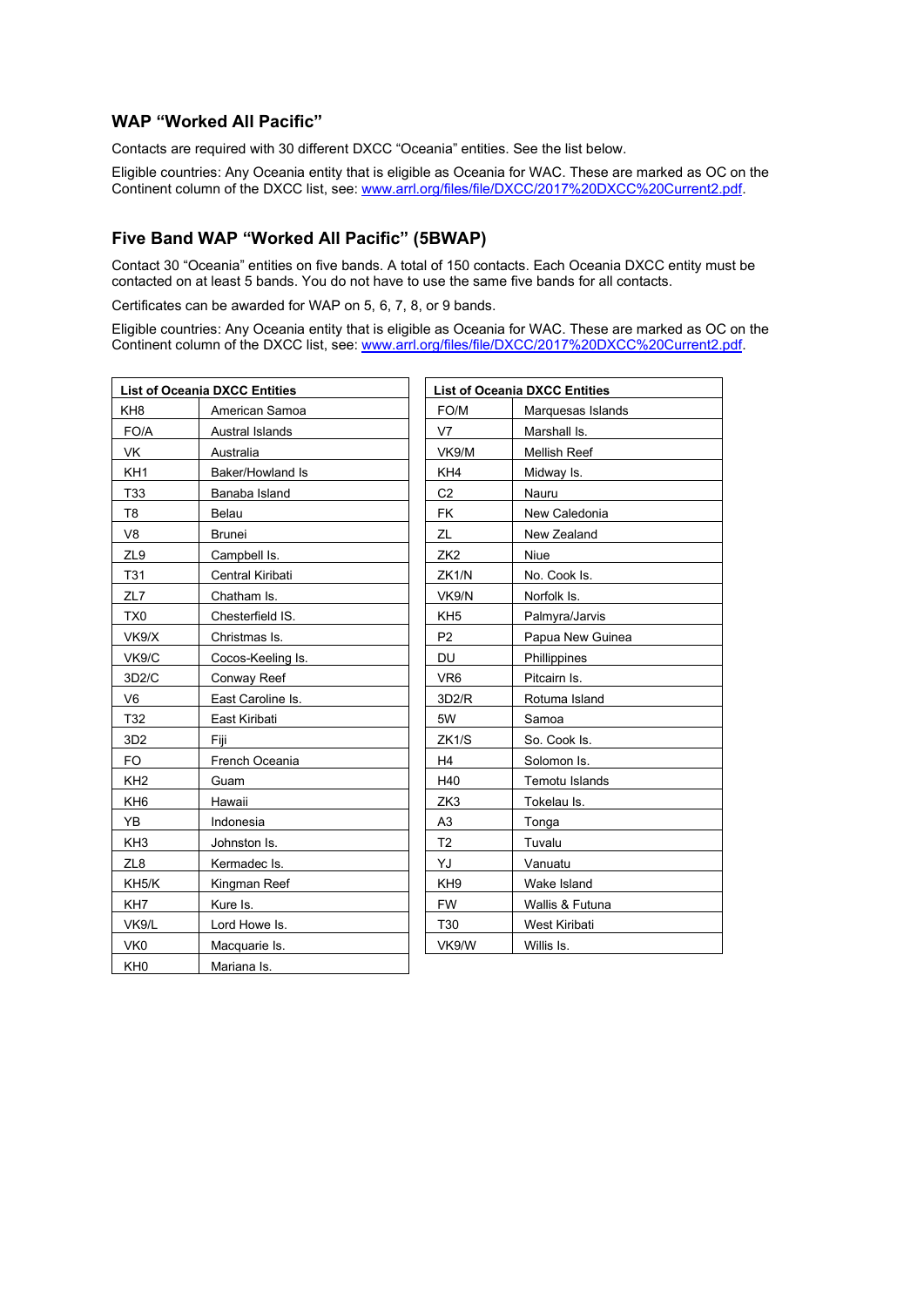## WAP "Worked All Pacific"

Contacts are required with 30 different DXCC "Oceania" entities. See the list below.

Eligible countries: Any Oceania entity that is eligible as Oceania for WAC. These are marked as OC on the Continent column of the DXCC list, see: www.arrl.org/files/file/DXCC/2017%20DXCC%20Current2.pdf.

## Five Band WAP "Worked All Pacific" (5BWAP)

Contact 30 "Oceania" entities on five bands. A total of 150 contacts. Each Oceania DXCC entity must be contacted on at least 5 bands. You do not have to use the same five bands for all contacts.

Certificates can be awarded for WAP on 5, 6, 7, 8, or 9 bands.

Eligible countries: Any Oceania entity that is eligible as Oceania for WAC. These are marked as OC on the Continent column of the DXCC list, see: www.arrl.org/files/file/DXCC/2017%20DXCC%20Current2.pdf.

| List of Oceania DXCC Entities | |
|---|---|
| KH8 | American Samoa |
| FO/A | Austral Islands |
| VK | Australia |
| KH1 | Baker/Howland Is |
| T33 | Banaba Island |
| T8 | Belau |
| V8 | Brunei |
| ZL9 | Campbell Is. |
| T31 | Central Kiribati |
| ZL7 | Chatham Is. |
| TX0 | Chesterfield IS. |
| VK9/X | Christmas Is. |
| VK9/C | Cocos-Keeling Is. |
| 3D2/C | Conway Reef |
| V6 | East Caroline Is. |
| T32 | East Kiribati |
| 3D2 | Fiji |
| FO | French Oceania |
| KH2 | Guam |
| KH6 | Hawaii |
| YB | Indonesia |
| KH3 | Johnston Is. |
| ZL8 | Kermadec Is. |
| KH5/K | Kingman Reef |
| KH7 | Kure Is. |
| VK9/L | Lord Howe Is. |
| VK0 | Macquarie Is. |
| KH0 | Mariana Is. |

| List of Oceania DXCC Entities | |
|---|---|
| FO/M | Marquesas Islands |
| V7 | Marshall Is. |
| VK9/M | Mellish Reef |
| KH4 | Midway Is. |
| C2 | Nauru |
| FK | New Caledonia |
| ZL | New Zealand |
| ZK2 | Niue |
| ZK1/N | No. Cook Is. |
| VK9/N | Norfolk Is. |
| KH5 | Palmyra/Jarvis |
| P2 | Papua New Guinea |
| DU | Phillippines |
| VR6 | Pitcairn Is. |
| 3D2/R | Rotuma Island |
| 5W | Samoa |
| ZK1/S | So. Cook Is. |
| H4 | Solomon Is. |
| H40 | Temotu Islands |
| ZK3 | Tokelau Is. |
| A3 | Tonga |
| T2 | Tuvalu |
| YJ | Vanuatu |
| KH9 | Wake Island |
| FW | Wallis & Futuna |
| T30 | West Kiribati |
| VK9/W | Willis Is. |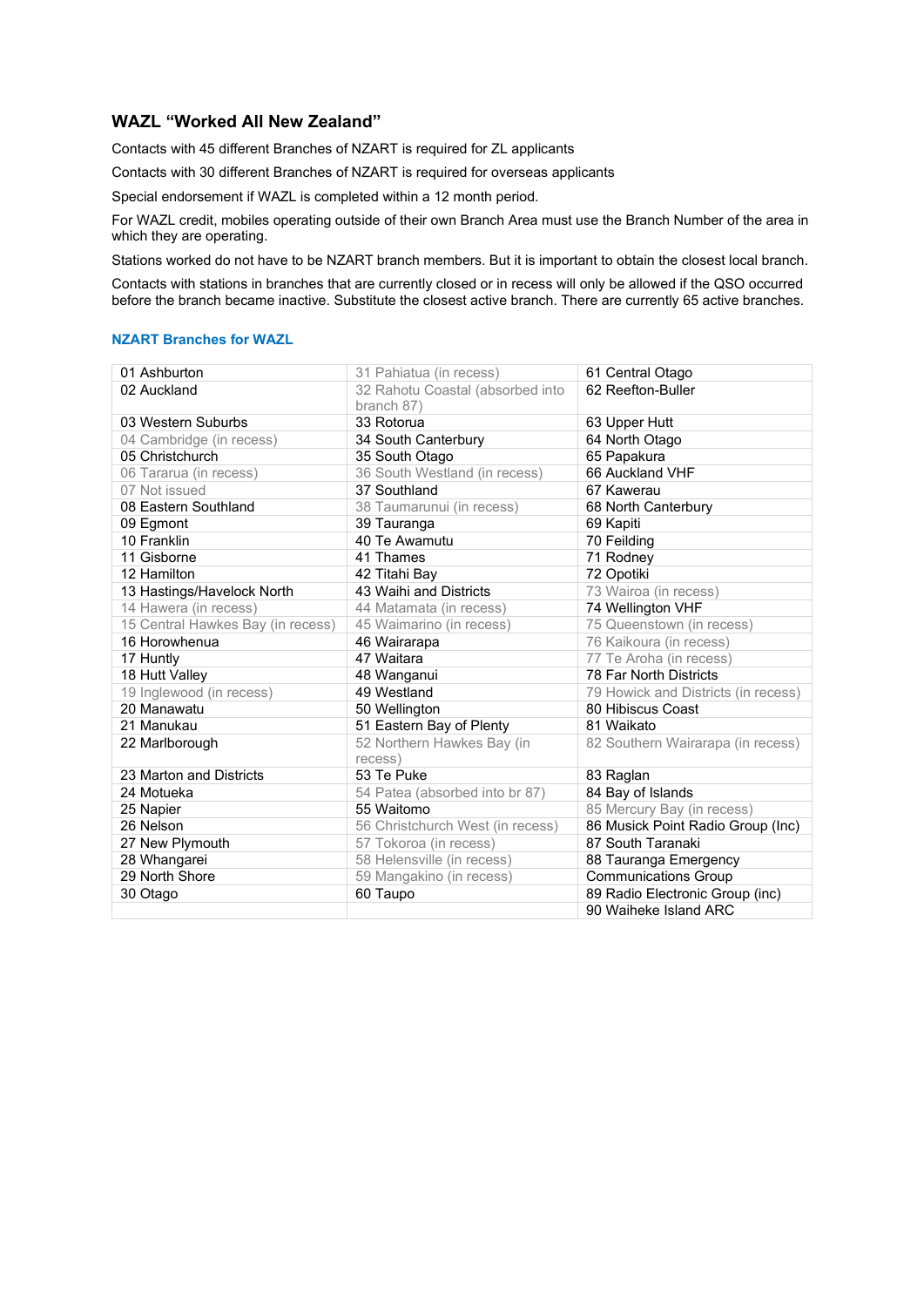## WAZL "Worked All New Zealand"

Contacts with 45 different Branches of NZART is required for ZL applicants

Contacts with 30 different Branches of NZART is required for overseas applicants

Special endorsement if WAZL is completed within a 12 month period.

For WAZL credit, mobiles operating outside of their own Branch Area must use the Branch Number of the area in which they are operating.

Stations worked do not have to be NZART branch members. But it is important to obtain the closest local branch.

Contacts with stations in branches that are currently closed or in recess will only be allowed if the QSO occurred before the branch became inactive. Substitute the closest active branch. There are currently 65 active branches.

### NZART Branches for WAZL

| | | |
|---|---|---|
| 01 Ashburton | 31 Pahiatua (in recess) | 61 Central Otago |
| 02 Auckland | 32 Rahotu Coastal (absorbed into branch 87) | 62 Reefton-Buller |
| 03 Western Suburbs | 33 Rotorua | 63 Upper Hutt |
| 04 Cambridge (in recess) | 34 South Canterbury | 64 North Otago |
| 05 Christchurch | 35 South Otago | 65 Papakura |
| 06 Tararua (in recess) | 36 South Westland (in recess) | 66 Auckland VHF |
| 07 Not issued | 37 Southland | 67 Kawerau |
| 08 Eastern Southland | 38 Taumarunui (in recess) | 68 North Canterbury |
| 09 Egmont | 39 Tauranga | 69 Kapiti |
| 10 Franklin | 40 Te Awamutu | 70 Feilding |
| 11 Gisborne | 41 Thames | 71 Rodney |
| 12 Hamilton | 42 Titahi Bay | 72 Opotiki |
| 13 Hastings/Havelock North | 43 Waihi and Districts | 73 Wairoa (in recess) |
| 14 Hawera (in recess) | 44 Matamata (in recess) | 74 Wellington VHF |
| 15 Central Hawkes Bay (in recess) | 45 Waimarino (in recess) | 75 Queenstown (in recess) |
| 16 Horowhenua | 46 Wairarapa | 76 Kaikoura (in recess) |
| 17 Huntly | 47 Waitara | 77 Te Aroha (in recess) |
| 18 Hutt Valley | 48 Wanganui | 78 Far North Districts |
| 19 Inglewood (in recess) | 49 Westland | 79 Howick and Districts (in recess) |
| 20 Manawatu | 50 Wellington | 80 Hibiscus Coast |
| 21 Manukau | 51 Eastern Bay of Plenty | 81 Waikato |
| 22 Marlborough | 52 Northern Hawkes Bay (in recess) | 82 Southern Wairarapa (in recess) |
| 23 Marton and Districts | 53 Te Puke | 83 Raglan |
| 24 Motueka | 54 Patea (absorbed into br 87) | 84 Bay of Islands |
| 25 Napier | 55 Waitomo | 85 Mercury Bay (in recess) |
| 26 Nelson | 56 Christchurch West (in recess) | 86 Musick Point Radio Group (Inc) |
| 27 New Plymouth | 57 Tokoroa (in recess) | 87 South Taranaki |
| 28 Whangarei | 58 Helensville (in recess) | 88 Tauranga Emergency |
| 29 North Shore | 59 Mangakino (in recess) | Communications Group |
| 30 Otago | 60 Taupo | 89 Radio Electronic Group (inc) |
| | | 90 Waiheke Island ARC |